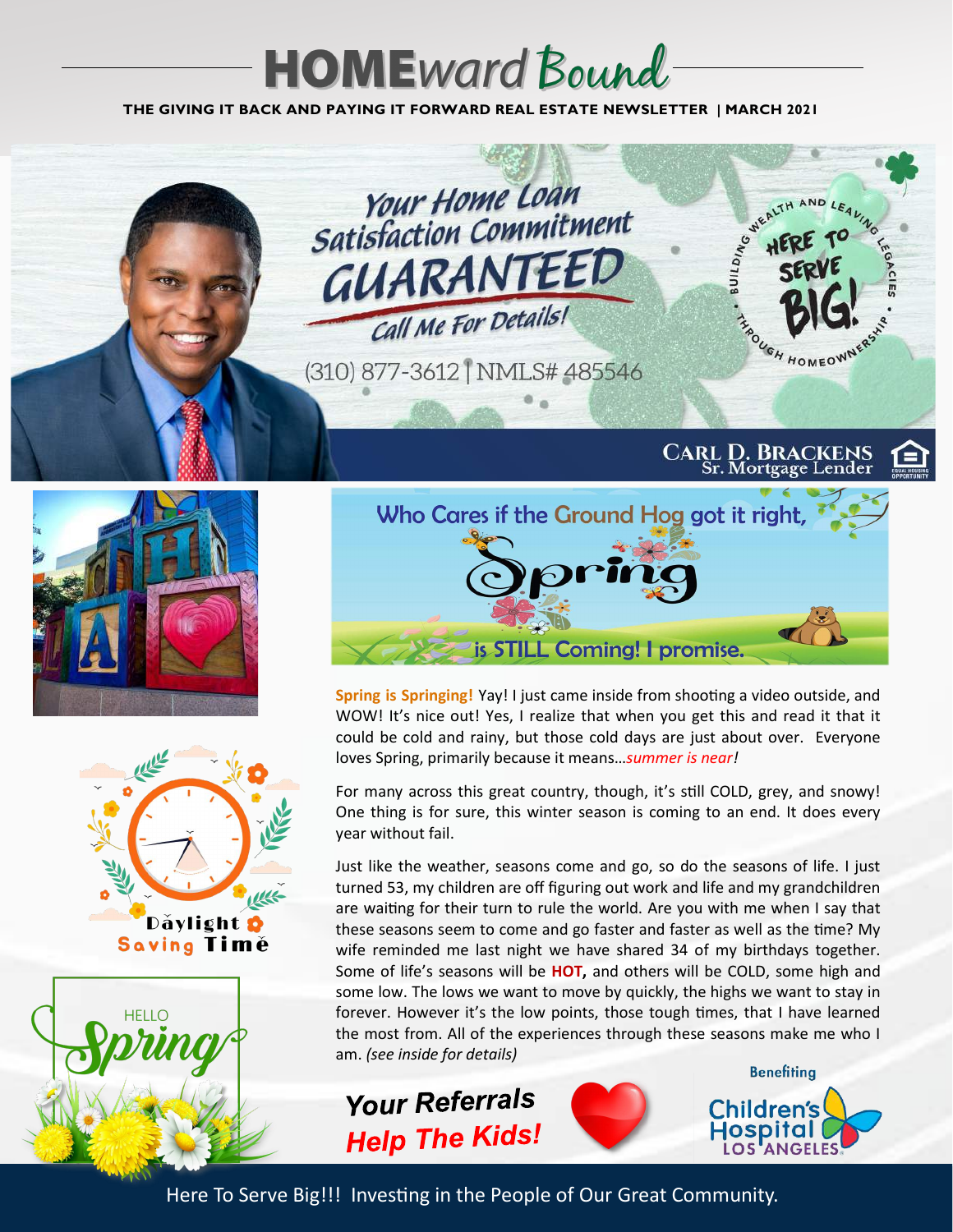# HOMEward Bound

**THE GIVING IT BACK AND PAYING IT FORWARD REAL ESTATE NEWSLETTER | MARCH 2021**

## Your Home Loan Satisfaction Commitment GUARANTEED

Call Me For Details!

(310) 877-3612 | NMLS# 485546

BUILDING WEALTH AND LEAVING LEGACIES THROUGH HOMEOWNERSHIP • HERE TO SERVE BIG!

**CARL D. BRACKENS**
Sr. Mortgage Lender

Daylight Saving Time

HELLO Spring

## Who Cares if the Ground Hog got it right, Spring is STILL Coming! I promise.

**Spring is Springing!** Yay! I just came inside from shooting a video outside, and WOW! It's nice out! Yes, I realize that when you get this and read it that it could be cold and rainy, but those cold days are just about over. Everyone loves Spring, primarily because it means…*summer is near!*

For many across this great country, though, it's still COLD, grey, and snowy! One thing is for sure, this winter season is coming to an end. It does every year without fail.

Just like the weather, seasons come and go, so do the seasons of life. I just turned 53, my children are off figuring out work and life and my grandchildren are waiting for their turn to rule the world. Are you with me when I say that these seasons seem to come and go faster and faster as well as the time? My wife reminded me last night we have shared 34 of my birthdays together. Some of life's seasons will be **HOT,** and others will be COLD, some high and some low. The lows we want to move by quickly, the highs we want to stay in forever. However it's the low points, those tough times, that I have learned the most from. All of the experiences through these seasons make me who I am. *(see inside for details)*

***Your Referrals Help The Kids!***

Benefiting Children's Hospital LOS ANGELES

Here To Serve Big!!! Investing in the People of Our Great Community.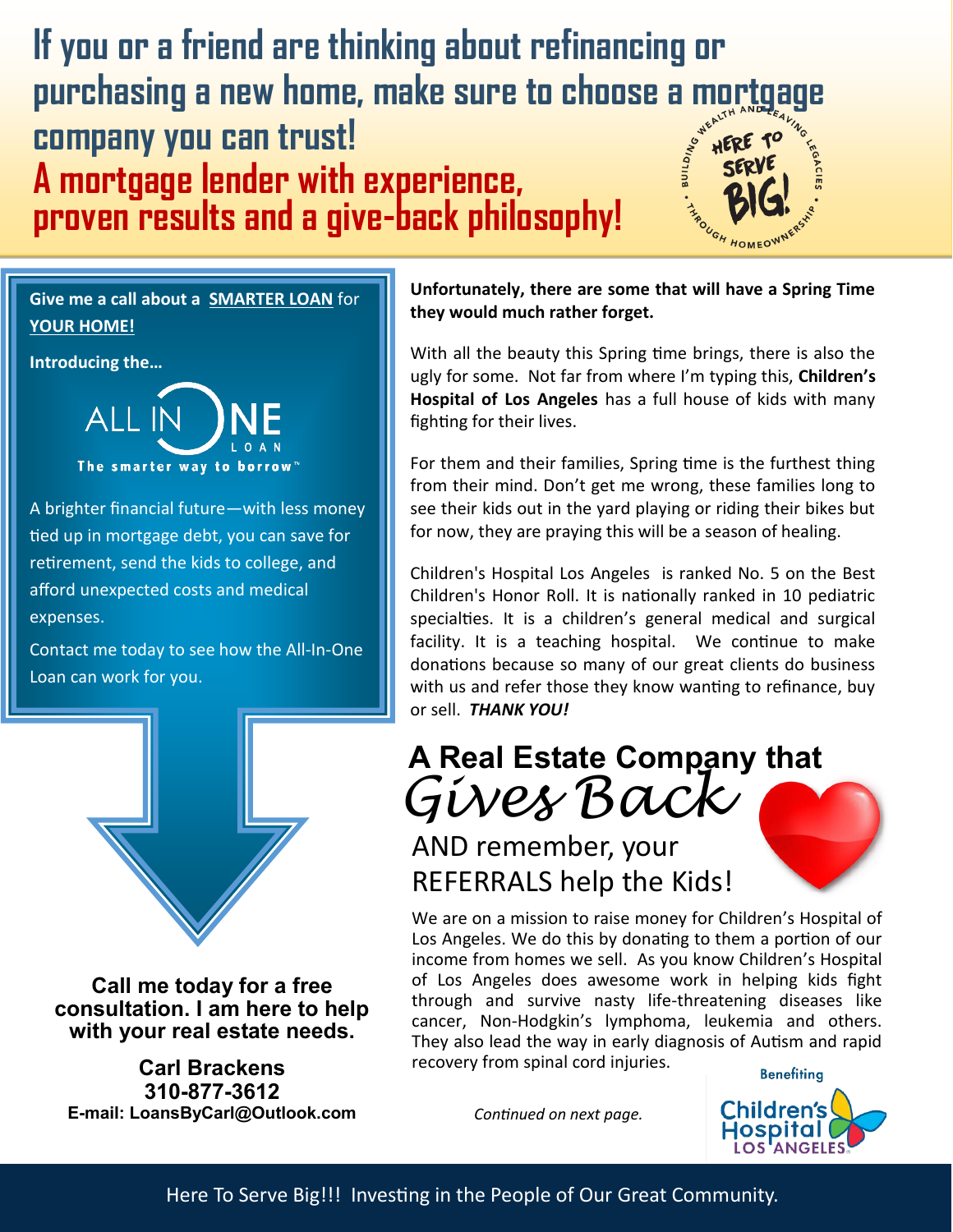# If you or a friend are thinking about refinancing or purchasing a new home, make sure to choose a mortgage company you can trust!

## A mortgage lender with experience, proven results and a give-back philosophy!

BUILDING WEALTH AND LEAVING LEGACIES • THROUGH HOMEOWNERSHIP • HERE TO SERVE BIG!

**Give me a call about a SMARTER LOAN for YOUR HOME!**

**Introducing the…**

ALL IN ONE LOAN
The smarter way to borrow™

A brighter financial future—with less money tied up in mortgage debt, you can save for retirement, send the kids to college, and afford unexpected costs and medical expenses.

Contact me today to see how the All-In-One Loan can work for you.

**Call me today for a free consultation. I am here to help with your real estate needs.**

**Carl Brackens**
**310-877-3612**
**E-mail: LoansByCarl@Outlook.com**

**Unfortunately, there are some that will have a Spring Time they would much rather forget.**

With all the beauty this Spring time brings, there is also the ugly for some. Not far from where I'm typing this, **Children's Hospital of Los Angeles** has a full house of kids with many fighting for their lives.

For them and their families, Spring time is the furthest thing from their mind. Don't get me wrong, these families long to see their kids out in the yard playing or riding their bikes but for now, they are praying this will be a season of healing.

Children's Hospital Los Angeles is ranked No. 5 on the Best Children's Honor Roll. It is nationally ranked in 10 pediatric specialties. It is a children's general medical and surgical facility. It is a teaching hospital. We continue to make donations because so many of our great clients do business with us and refer those they know wanting to refinance, buy or sell. ***THANK YOU!***

## A Real Estate Company that *Gives Back*

AND remember, your REFERRALS help the Kids!

We are on a mission to raise money for Children's Hospital of Los Angeles. We do this by donating to them a portion of our income from homes we sell. As you know Children's Hospital of Los Angeles does awesome work in helping kids fight through and survive nasty life-threatening diseases like cancer, Non-Hodgkin's lymphoma, leukemia and others. They also lead the way in early diagnosis of Autism and rapid recovery from spinal cord injuries.

*Continued on next page.*

Benefiting Children's Hospital LOS ANGELES

Here To Serve Big!!! Investing in the People of Our Great Community.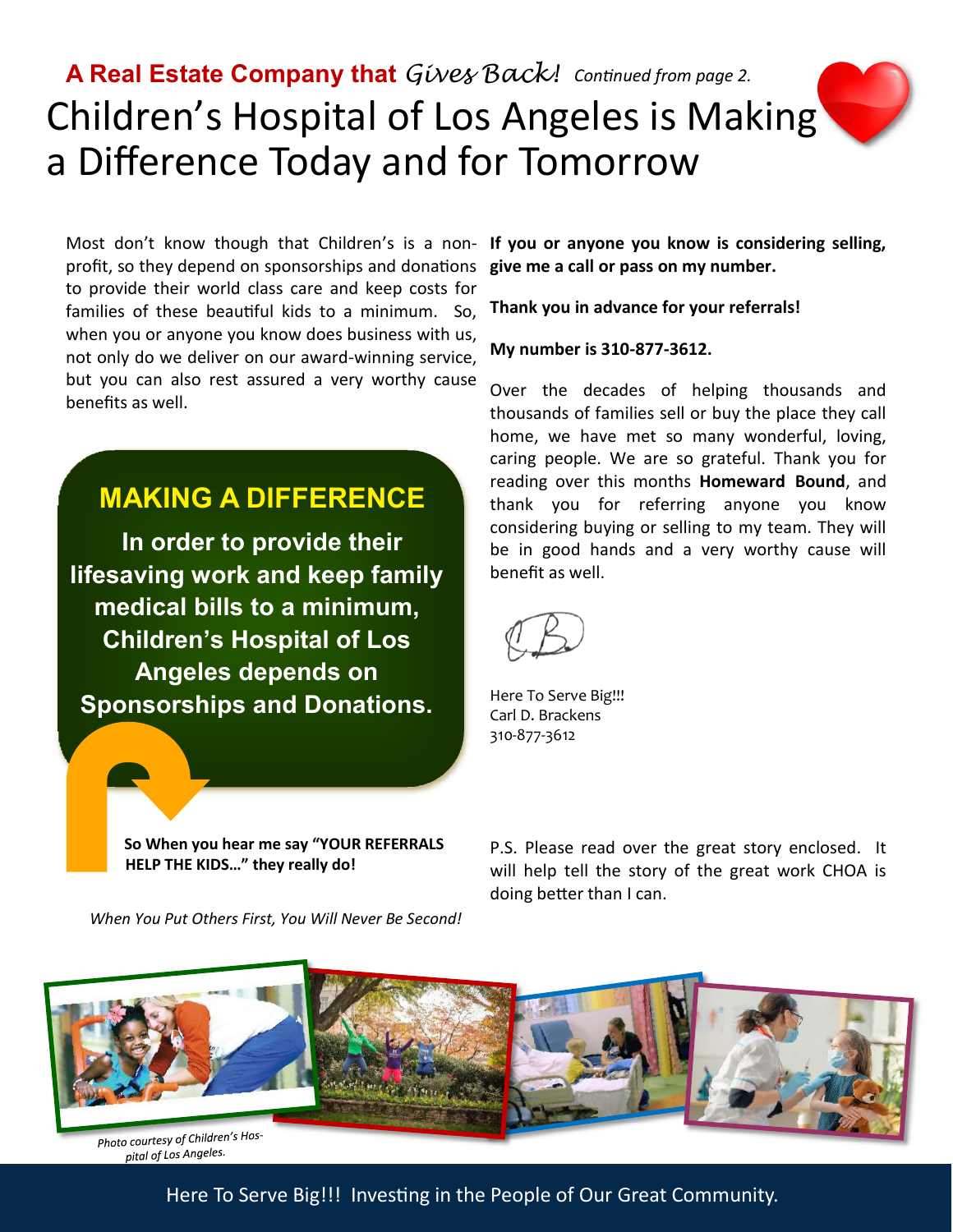**A Real Estate Company that *Gives Back!*** *Continued from page 2.*

# Children's Hospital of Los Angeles is Making a Difference Today and for Tomorrow

Most don't know though that Children's is a non-profit, so they depend on sponsorships and donations to provide their world class care and keep costs for families of these beautiful kids to a minimum. So, when you or anyone you know does business with us, not only do we deliver on our award-winning service, but you can also rest assured a very worthy cause benefits as well.

## MAKING A DIFFERENCE

**In order to provide their lifesaving work and keep family medical bills to a minimum, Children's Hospital of Los Angeles depends on Sponsorships and Donations.**

**So When you hear me say "YOUR REFERRALS HELP THE KIDS…" they really do!**

*When You Put Others First, You Will Never Be Second!*

**If you or anyone you know is considering selling, give me a call or pass on my number.**

**Thank you in advance for your referrals!**

**My number is 310-877-3612.**

Over the decades of helping thousands and thousands of families sell or buy the place they call home, we have met so many wonderful, loving, caring people. We are so grateful. Thank you for reading over this months **Homeward Bound**, and thank you for referring anyone you know considering buying or selling to my team. They will be in good hands and a very worthy cause will benefit as well.

Here To Serve Big!!!
Carl D. Brackens
310-877-3612

P.S. Please read over the great story enclosed. It will help tell the story of the great work CHOA is doing better than I can.

*Photo courtesy of Children's Hospital of Los Angeles.*

Here To Serve Big!!! Investing in the People of Our Great Community.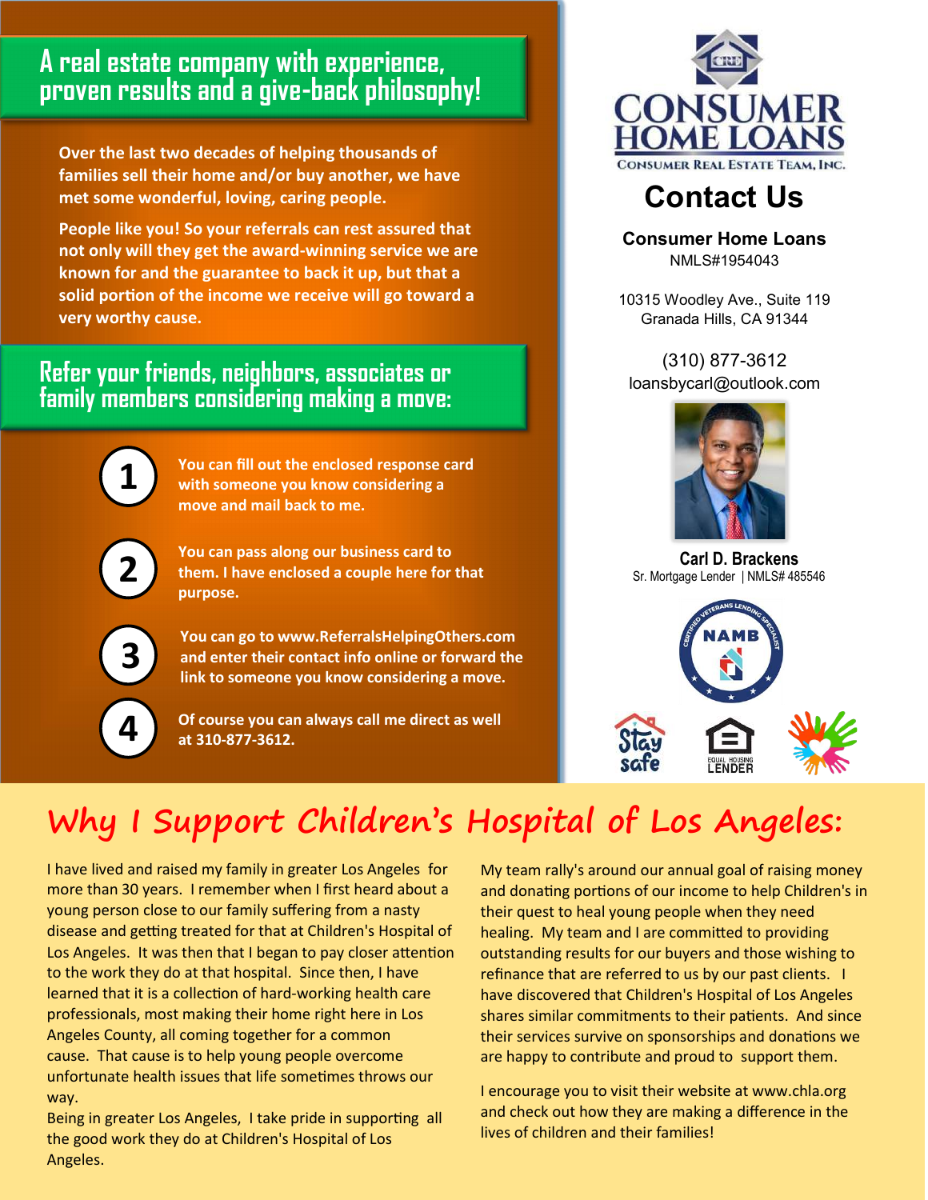## A real estate company with experience, proven results and a give-back philosophy!

**Over the last two decades of helping thousands of families sell their home and/or buy another, we have met some wonderful, loving, caring people.**

**People like you! So your referrals can rest assured that not only will they get the award-winning service we are known for and the guarantee to back it up, but that a solid portion of the income we receive will go toward a very worthy cause.**

## Refer your friends, neighbors, associates or family members considering making a move:

1. **You can fill out the enclosed response card with someone you know considering a move and mail back to me.**
2. **You can pass along our business card to them. I have enclosed a couple here for that purpose.**
3. **You can go to www.ReferralsHelpingOthers.com and enter their contact info online or forward the link to someone you know considering a move.**
4. **Of course you can always call me direct as well at 310-877-3612.**

CONSUMER HOME LOANS

CONSUMER REAL ESTATE TEAM, INC.

## Contact Us

**Consumer Home Loans**
NMLS#1954043

10315 Woodley Ave., Suite 119
Granada Hills, CA 91344

(310) 877-3612
loansbycarl@outlook.com

**Carl D. Brackens**
Sr. Mortgage Lender | NMLS# 485546

CERTIFIED VETERANS LENDING SPECIALIST NAMB

Stay safe

EQUAL HOUSING LENDER

## Why I Support Children's Hospital of Los Angeles:

I have lived and raised my family in greater Los Angeles for more than 30 years. I remember when I first heard about a young person close to our family suffering from a nasty disease and getting treated for that at Children's Hospital of Los Angeles. It was then that I began to pay closer attention to the work they do at that hospital. Since then, I have learned that it is a collection of hard-working health care professionals, most making their home right here in Los Angeles County, all coming together for a common cause. That cause is to help young people overcome unfortunate health issues that life sometimes throws our way.

Being in greater Los Angeles, I take pride in supporting all the good work they do at Children's Hospital of Los Angeles.

My team rally's around our annual goal of raising money and donating portions of our income to help Children's in their quest to heal young people when they need healing. My team and I are committed to providing outstanding results for our buyers and those wishing to refinance that are referred to us by our past clients. I have discovered that Children's Hospital of Los Angeles shares similar commitments to their patients. And since their services survive on sponsorships and donations we are happy to contribute and proud to support them.

I encourage you to visit their website at www.chla.org and check out how they are making a difference in the lives of children and their families!